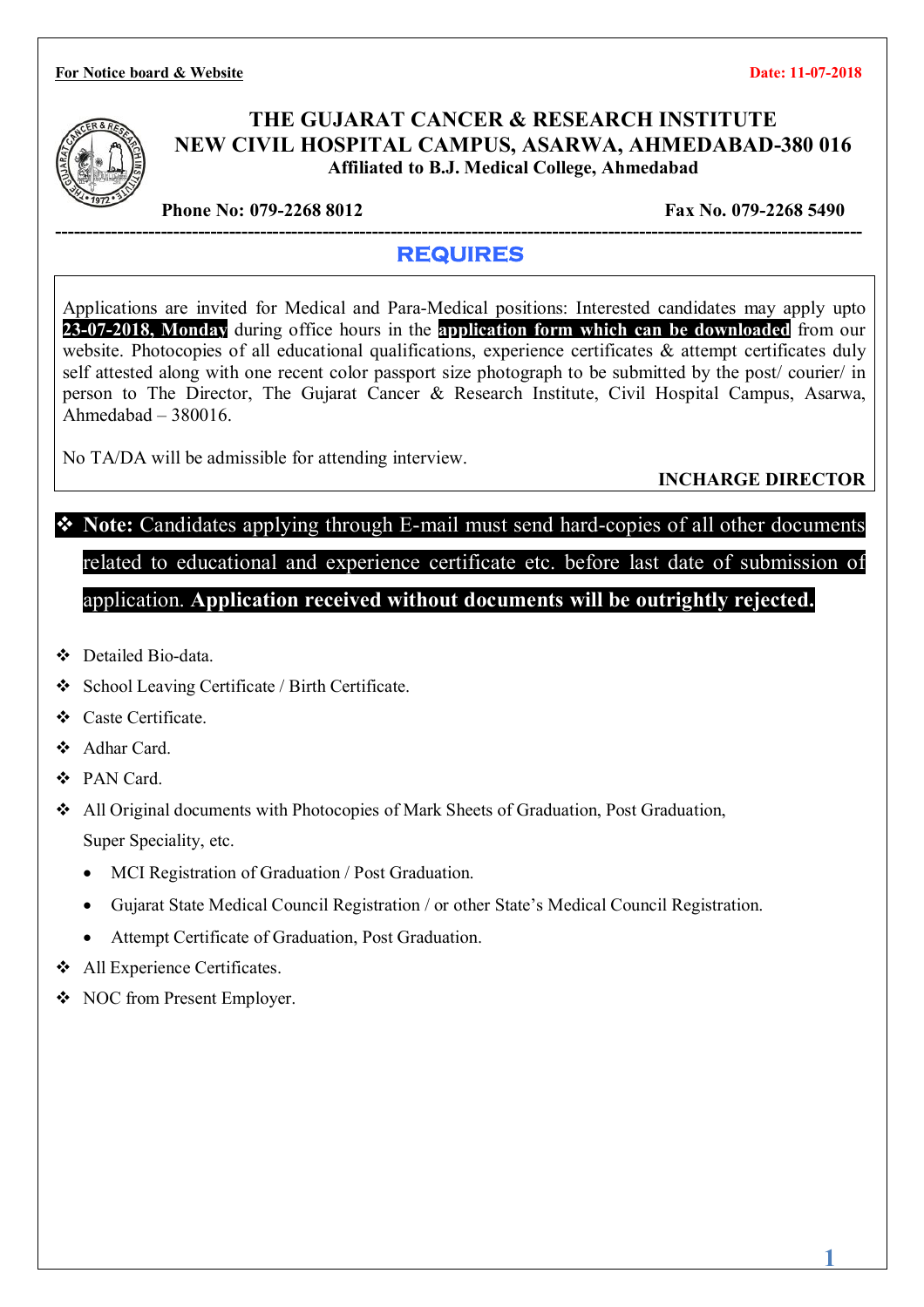**For Notice board & Website**

**Date: 11-07-2018**

# THE GUJARAT CANCER & RESEARCH INSTITUTE
## NEW CIVIL HOSPITAL CAMPUS, ASARWA, AHMEDABAD-380 016
**Affiliated to B.J. Medical College, Ahmedabad**

**Phone No: 079-2268 8012** **Fax No. 079-2268 5490**

---

## REQUIRES

Applications are invited for Medical and Para-Medical positions: Interested candidates may apply upto **23-07-2018, Monday** during office hours in the **application form which can be downloaded** from our website. Photocopies of all educational qualifications, experience certificates & attempt certificates duly self attested along with one recent color passport size photograph to be submitted by the post/ courier/ in person to The Director, The Gujarat Cancer & Research Institute, Civil Hospital Campus, Asarwa, Ahmedabad – 380016.

No TA/DA will be admissible for attending interview.

**INCHARGE DIRECTOR**

❖ **Note:** Candidates applying through E-mail must send hard-copies of all other documents related to educational and experience certificate etc. before last date of submission of application. **Application received without documents will be outrightly rejected.**

- Detailed Bio-data.
- School Leaving Certificate / Birth Certificate.
- Caste Certificate.
- Adhar Card.
- PAN Card.
- All Original documents with Photocopies of Mark Sheets of Graduation, Post Graduation, Super Speciality, etc.
    - MCI Registration of Graduation / Post Graduation.
    - Gujarat State Medical Council Registration / or other State's Medical Council Registration.
    - Attempt Certificate of Graduation, Post Graduation.
- All Experience Certificates.
- NOC from Present Employer.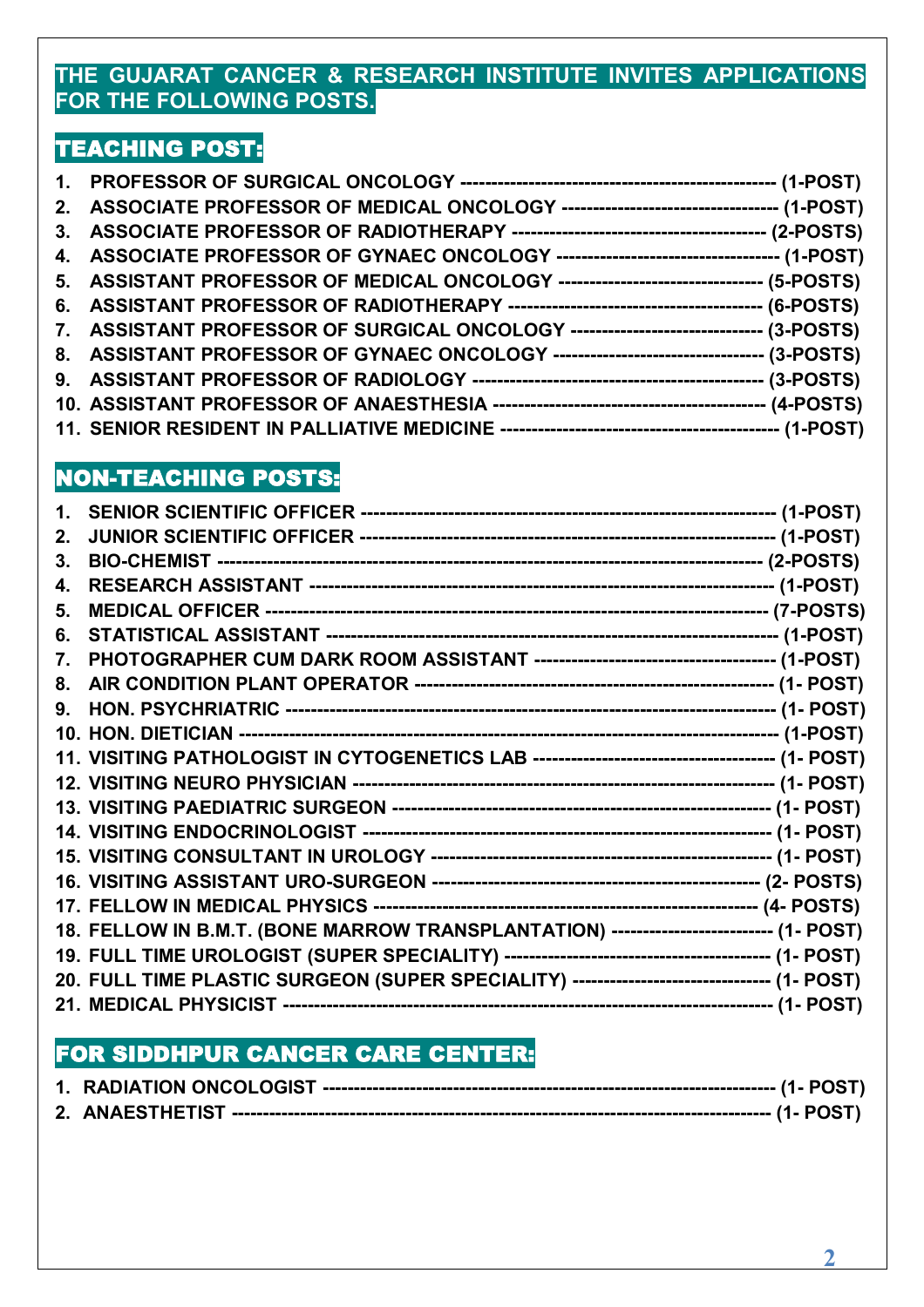**THE GUJARAT CANCER & RESEARCH INSTITUTE INVITES APPLICATIONS FOR THE FOLLOWING POSTS.**

## TEACHING POST:

1. PROFESSOR OF SURGICAL ONCOLOGY ------------------------------------------------ (1-POST)
2. ASSOCIATE PROFESSOR OF MEDICAL ONCOLOGY --------------------------------- (1-POST)
3. ASSOCIATE PROFESSOR OF RADIOTHERAPY --------------------------------------- (2-POSTS)
4. ASSOCIATE PROFESSOR OF GYNAEC ONCOLOGY ---------------------------------- (1-POST)
5. ASSISTANT PROFESSOR OF MEDICAL ONCOLOGY -------------------------------- (5-POSTS)
6. ASSISTANT PROFESSOR OF RADIOTHERAPY --------------------------------------- (6-POSTS)
7. ASSISTANT PROFESSOR OF SURGICAL ONCOLOGY ------------------------------ (3-POSTS)
8. ASSISTANT PROFESSOR OF GYNAEC ONCOLOGY -------------------------------- (3-POSTS)
9. ASSISTANT PROFESSOR OF RADIOLOGY -------------------------------------------- (3-POSTS)
10. ASSISTANT PROFESSOR OF ANAESTHESIA ----------------------------------------- (4-POSTS)
11. SENIOR RESIDENT IN PALLIATIVE MEDICINE ------------------------------------------ (1-POST)

## NON-TEACHING POSTS:

1. SENIOR SCIENTIFIC OFFICER --------------------------------------------------------------- (1-POST)
2. JUNIOR SCIENTIFIC OFFICER --------------------------------------------------------------- (1-POST)
3. BIO-CHEMIST ------------------------------------------------------------------------------------ (2-POSTS)
4. RESEARCH ASSISTANT ---------------------------------------------------------------------- (1-POST)
5. MEDICAL OFFICER --------------------------------------------------------------------------- (7-POSTS)
6. STATISTICAL ASSISTANT ------------------------------------------------------------------ (1-POST)
7. PHOTOGRAPHER CUM DARK ROOM ASSISTANT ------------------------------------- (1-POST)
8. AIR CONDITION PLANT OPERATOR ------------------------------------------------------ (1- POST)
9. HON. PSYCHRIATRIC ---------------------------------------------------------------------------- (1- POST)
10. HON. DIETICIAN ------------------------------------------------------------------------------- (1-POST)
11. VISITING PATHOLOGIST IN CYTOGENETICS LAB ------------------------------------- (1- POST)
12. VISITING NEURO PHYSICIAN ----------------------------------------------------------------- (1- POST)
13. VISITING PAEDIATRIC SURGEON ------------------------------------------------------------ (1- POST)
14. VISITING ENDOCRINOLOGIST --------------------------------------------------------------- (1- POST)
15. VISITING CONSULTANT IN UROLOGY ------------------------------------------------------ (1- POST)
16. VISITING ASSISTANT URO-SURGEON ------------------------------------------------------ (2- POSTS)
17. FELLOW IN MEDICAL PHYSICS --------------------------------------------------------------- (4- POSTS)
18. FELLOW IN B.M.T. (BONE MARROW TRANSPLANTATION) ------------------------- (1- POST)
19. FULL TIME UROLOGIST (SUPER SPECIALITY) ----------------------------------------- (1- POST)
20. FULL TIME PLASTIC SURGEON (SUPER SPECIALITY) ------------------------------- (1- POST)
21. MEDICAL PHYSICIST ------------------------------------------------------------------------- (1- POST)

## FOR SIDDHPUR CANCER CARE CENTER:

1. RADIATION ONCOLOGIST ------------------------------------------------------------------ (1- POST)
2. ANAESTHETIST ------------------------------------------------------------------------------- (1- POST)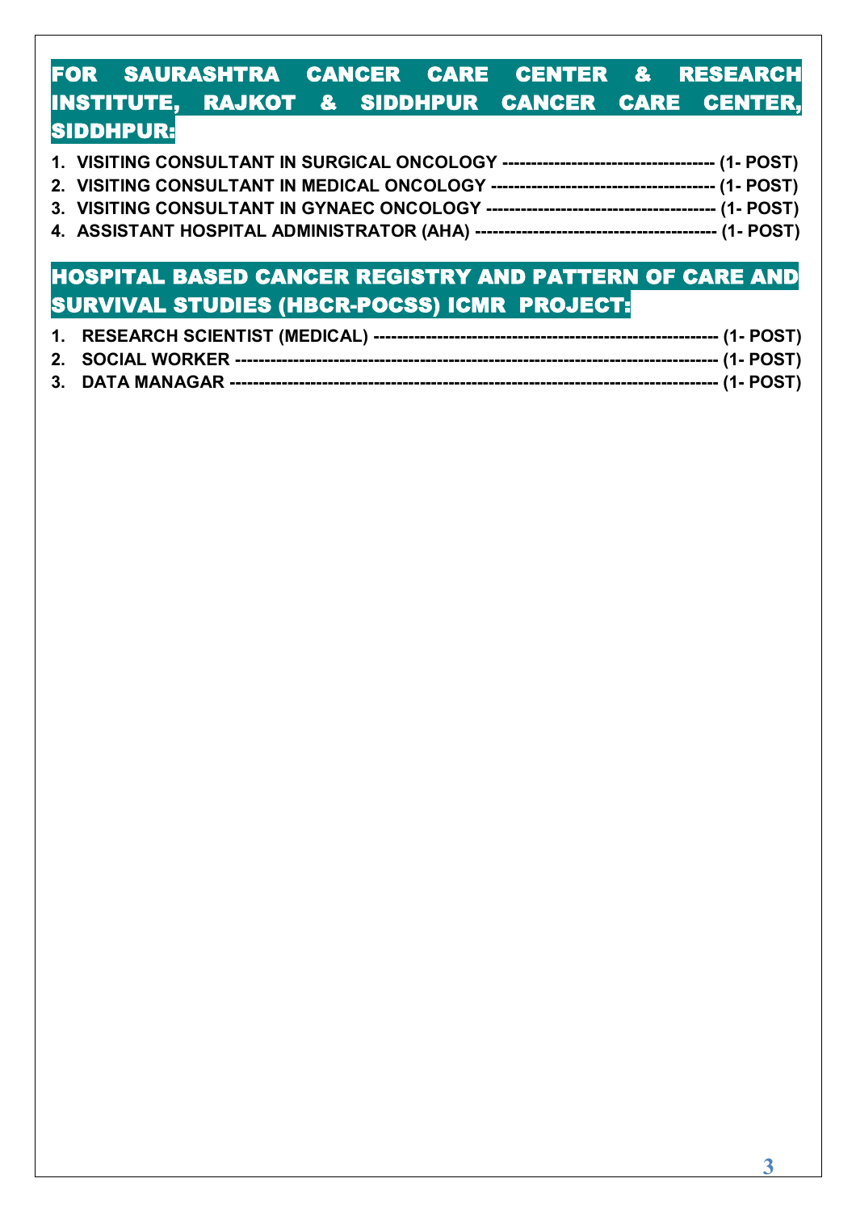## FOR SAURASHTRA CANCER CARE CENTER & RESEARCH INSTITUTE, RAJKOT & SIDDHPUR CANCER CARE CENTER, SIDDHPUR:

1. **VISITING CONSULTANT IN SURGICAL ONCOLOGY ------------------------------------ (1- POST)**
2. **VISITING CONSULTANT IN MEDICAL ONCOLOGY ------------------------------------- (1- POST)**
3. **VISITING CONSULTANT IN GYNAEC ONCOLOGY -------------------------------------- (1- POST)**
4. **ASSISTANT HOSPITAL ADMINISTRATOR (AHA) ----------------------------------------- (1- POST)**

## HOSPITAL BASED CANCER REGISTRY AND PATTERN OF CARE AND SURVIVAL STUDIES (HBCR-POCSS) ICMR PROJECT:

1. **RESEARCH SCIENTIST (MEDICAL) ---------------------------------------------------------- (1- POST)**
2. **SOCIAL WORKER -------------------------------------------------------------------------------- (1- POST)**
3. **DATA MANAGAR --------------------------------------------------------------------------------- (1- POST)**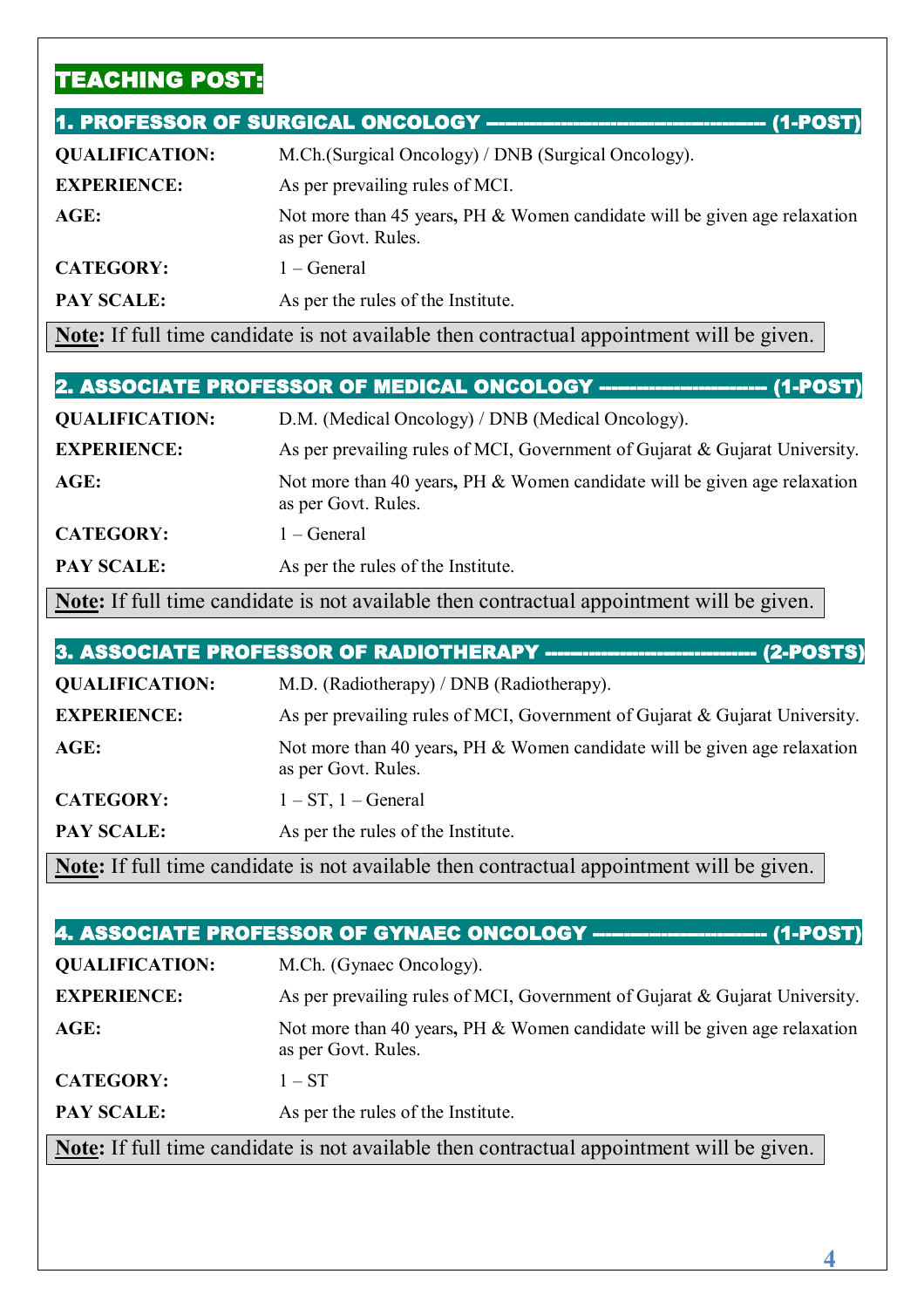## TEACHING POST:

### 1. PROFESSOR OF SURGICAL ONCOLOGY ---------------------------------------- (1-POST)

**QUALIFICATION:** M.Ch.(Surgical Oncology) / DNB (Surgical Oncology).

**EXPERIENCE:** As per prevailing rules of MCI.

**AGE:** Not more than 45 years, PH & Women candidate will be given age relaxation as per Govt. Rules.

**CATEGORY:** 1 – General

**PAY SCALE:** As per the rules of the Institute.

**Note:** If full time candidate is not available then contractual appointment will be given.

### 2. ASSOCIATE PROFESSOR OF MEDICAL ONCOLOGY ------------------------ (1-POST)

**QUALIFICATION:** D.M. (Medical Oncology) / DNB (Medical Oncology).

**EXPERIENCE:** As per prevailing rules of MCI, Government of Gujarat & Gujarat University.

**AGE:** Not more than 40 years, PH & Women candidate will be given age relaxation as per Govt. Rules.

**CATEGORY:** 1 – General

**PAY SCALE:** As per the rules of the Institute.

**Note:** If full time candidate is not available then contractual appointment will be given.

### 3. ASSOCIATE PROFESSOR OF RADIOTHERAPY ------------------------------ (2-POSTS)

**QUALIFICATION:** M.D. (Radiotherapy) / DNB (Radiotherapy).

**EXPERIENCE:** As per prevailing rules of MCI, Government of Gujarat & Gujarat University.

**AGE:** Not more than 40 years, PH & Women candidate will be given age relaxation as per Govt. Rules.

**CATEGORY:** 1 – ST, 1 – General

**PAY SCALE:** As per the rules of the Institute.

**Note:** If full time candidate is not available then contractual appointment will be given.

### 4. ASSOCIATE PROFESSOR OF GYNAEC ONCOLOGY ------------------------ (1-POST)

**QUALIFICATION:** M.Ch. (Gynaec Oncology).

**EXPERIENCE:** As per prevailing rules of MCI, Government of Gujarat & Gujarat University.

**AGE:** Not more than 40 years, PH & Women candidate will be given age relaxation as per Govt. Rules.

**CATEGORY:** 1 – ST

**PAY SCALE:** As per the rules of the Institute.

**Note:** If full time candidate is not available then contractual appointment will be given.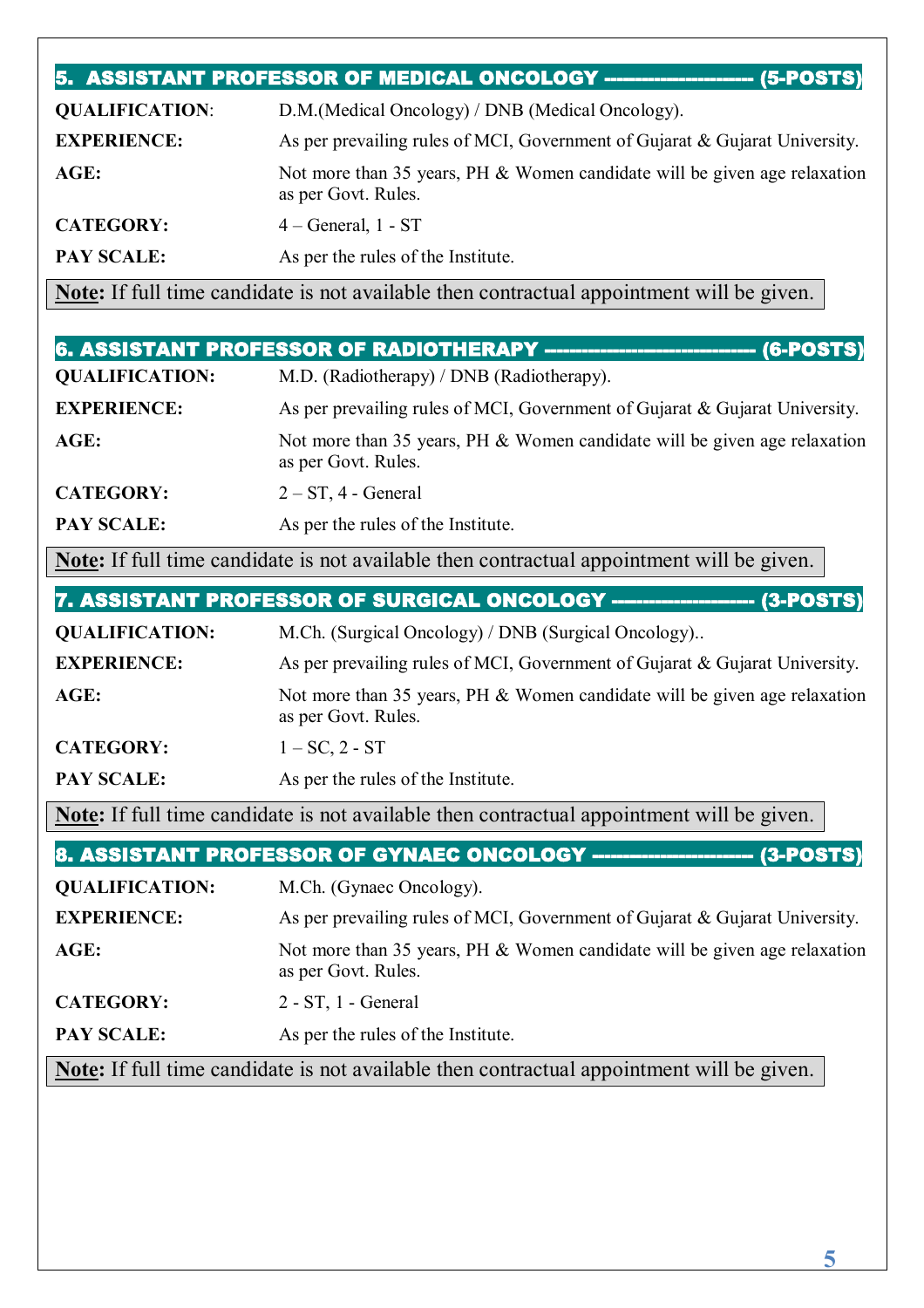## 5. ASSISTANT PROFESSOR OF MEDICAL ONCOLOGY -------------------- (5-POSTS)

| | |
|---|---|
| **QUALIFICATION**: | D.M.(Medical Oncology) / DNB (Medical Oncology). |
| **EXPERIENCE:** | As per prevailing rules of MCI, Government of Gujarat & Gujarat University. |
| **AGE:** | Not more than 35 years, PH & Women candidate will be given age relaxation as per Govt. Rules. |
| **CATEGORY:** | 4 – General, 1 - ST |
| **PAY SCALE:** | As per the rules of the Institute. |

**Note:** If full time candidate is not available then contractual appointment will be given.

## 6. ASSISTANT PROFESSOR OF RADIOTHERAPY ---------------------------- (6-POSTS)

| | |
|---|---|
| **QUALIFICATION:** | M.D. (Radiotherapy) / DNB (Radiotherapy). |
| **EXPERIENCE:** | As per prevailing rules of MCI, Government of Gujarat & Gujarat University. |
| **AGE:** | Not more than 35 years, PH & Women candidate will be given age relaxation as per Govt. Rules. |
| **CATEGORY:** | 2 – ST, 4 - General |
| **PAY SCALE:** | As per the rules of the Institute. |

**Note:** If full time candidate is not available then contractual appointment will be given.

## 7. ASSISTANT PROFESSOR OF SURGICAL ONCOLOGY ------------------- (3-POSTS)

| | |
|---|---|
| **QUALIFICATION:** | M.Ch. (Surgical Oncology) / DNB (Surgical Oncology).. |
| **EXPERIENCE:** | As per prevailing rules of MCI, Government of Gujarat & Gujarat University. |
| **AGE:** | Not more than 35 years, PH & Women candidate will be given age relaxation as per Govt. Rules. |
| **CATEGORY:** | 1 – SC, 2 - ST |
| **PAY SCALE:** | As per the rules of the Institute. |

**Note:** If full time candidate is not available then contractual appointment will be given.

## 8. ASSISTANT PROFESSOR OF GYNAEC ONCOLOGY -------------------- (3-POSTS)

| | |
|---|---|
| **QUALIFICATION:** | M.Ch. (Gynaec Oncology). |
| **EXPERIENCE:** | As per prevailing rules of MCI, Government of Gujarat & Gujarat University. |
| **AGE:** | Not more than 35 years, PH & Women candidate will be given age relaxation as per Govt. Rules. |
| **CATEGORY:** | 2 - ST, 1 - General |
| **PAY SCALE:** | As per the rules of the Institute. |

**Note:** If full time candidate is not available then contractual appointment will be given.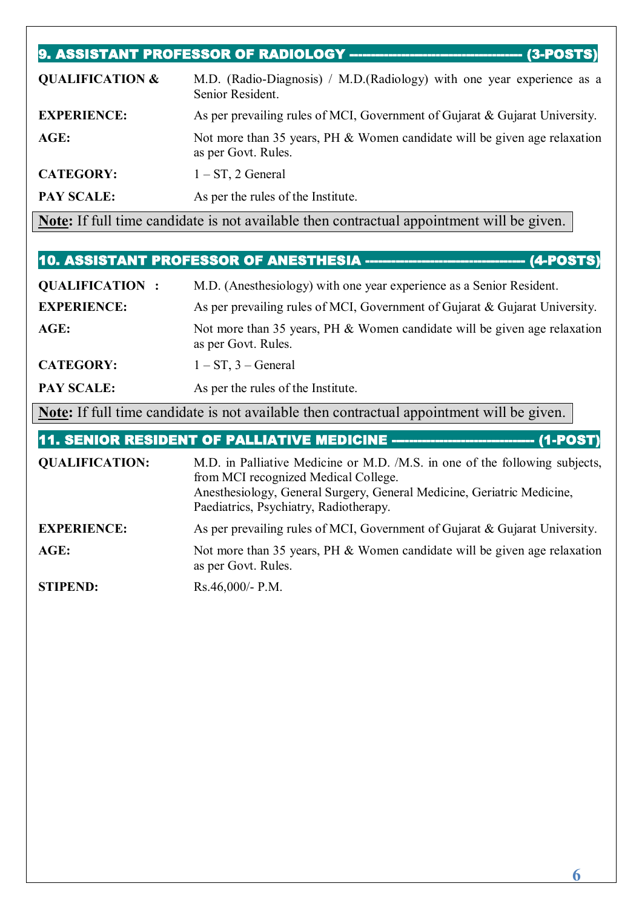## 9. ASSISTANT PROFESSOR OF RADIOLOGY ---------------------------------- (3-POSTS)

| | |
|---|---|
| **QUALIFICATION &** | M.D. (Radio-Diagnosis) / M.D.(Radiology) with one year experience as a Senior Resident. |
| **EXPERIENCE:** | As per prevailing rules of MCI, Government of Gujarat & Gujarat University. |
| **AGE:** | Not more than 35 years, PH & Women candidate will be given age relaxation as per Govt. Rules. |
| **CATEGORY:** | 1 – ST, 2 General |
| **PAY SCALE:** | As per the rules of the Institute. |

**Note:** If full time candidate is not available then contractual appointment will be given.

## 10. ASSISTANT PROFESSOR OF ANESTHESIA -------------------------------- (4-POSTS)

| | |
|---|---|
| **QUALIFICATION :** | M.D. (Anesthesiology) with one year experience as a Senior Resident. |
| **EXPERIENCE:** | As per prevailing rules of MCI, Government of Gujarat & Gujarat University. |
| **AGE:** | Not more than 35 years, PH & Women candidate will be given age relaxation as per Govt. Rules. |
| **CATEGORY:** | 1 – ST, 3 – General |
| **PAY SCALE:** | As per the rules of the Institute. |

**Note:** If full time candidate is not available then contractual appointment will be given.

## 11. SENIOR RESIDENT OF PALLIATIVE MEDICINE --------------------------- (1-POST)

| | |
|---|---|
| **QUALIFICATION:** | M.D. in Palliative Medicine or M.D. /M.S. in one of the following subjects, from MCI recognized Medical College. Anesthesiology, General Surgery, General Medicine, Geriatric Medicine, Paediatrics, Psychiatry, Radiotherapy. |
| **EXPERIENCE:** | As per prevailing rules of MCI, Government of Gujarat & Gujarat University. |
| **AGE:** | Not more than 35 years, PH & Women candidate will be given age relaxation as per Govt. Rules. |
| **STIPEND:** | Rs.46,000/- P.M. |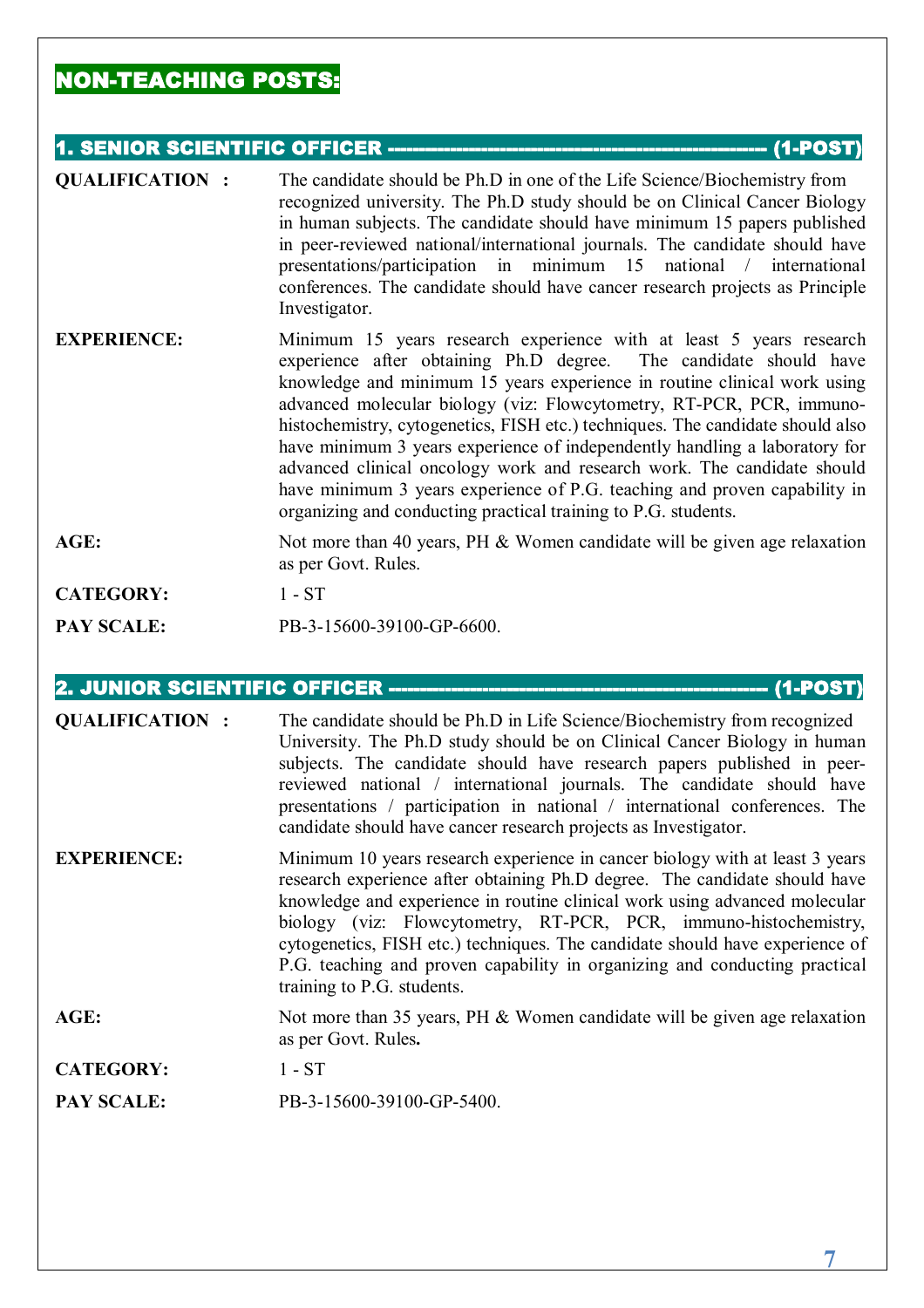## NON-TEACHING POSTS:

### 1. SENIOR SCIENTIFIC OFFICER ---------------------------------------------------- (1-POST)

**QUALIFICATION :** The candidate should be Ph.D in one of the Life Science/Biochemistry from recognized university. The Ph.D study should be on Clinical Cancer Biology in human subjects. The candidate should have minimum 15 papers published in peer-reviewed national/international journals. The candidate should have presentations/participation in minimum 15 national / international conferences. The candidate should have cancer research projects as Principle Investigator.

**EXPERIENCE:** Minimum 15 years research experience with at least 5 years research experience after obtaining Ph.D degree. The candidate should have knowledge and minimum 15 years experience in routine clinical work using advanced molecular biology (viz: Flowcytometry, RT-PCR, PCR, immuno-histochemistry, cytogenetics, FISH etc.) techniques. The candidate should also have minimum 3 years experience of independently handling a laboratory for advanced clinical oncology work and research work. The candidate should have minimum 3 years experience of P.G. teaching and proven capability in organizing and conducting practical training to P.G. students.

**AGE:** Not more than 40 years, PH & Women candidate will be given age relaxation as per Govt. Rules.

**CATEGORY:** 1 - ST

**PAY SCALE:** PB-3-15600-39100-GP-6600.

### 2. JUNIOR SCIENTIFIC OFFICER ---------------------------------------------------- (1-POST)

**QUALIFICATION :** The candidate should be Ph.D in Life Science/Biochemistry from recognized University. The Ph.D study should be on Clinical Cancer Biology in human subjects. The candidate should have research papers published in peer-reviewed national / international journals. The candidate should have presentations / participation in national / international conferences. The candidate should have cancer research projects as Investigator.

**EXPERIENCE:** Minimum 10 years research experience in cancer biology with at least 3 years research experience after obtaining Ph.D degree. The candidate should have knowledge and experience in routine clinical work using advanced molecular biology (viz: Flowcytometry, RT-PCR, PCR, immuno-histochemistry, cytogenetics, FISH etc.) techniques. The candidate should have experience of P.G. teaching and proven capability in organizing and conducting practical training to P.G. students.

**AGE:** Not more than 35 years, PH & Women candidate will be given age relaxation as per Govt. Rules**.**

**CATEGORY:** 1 - ST

**PAY SCALE:** PB-3-15600-39100-GP-5400.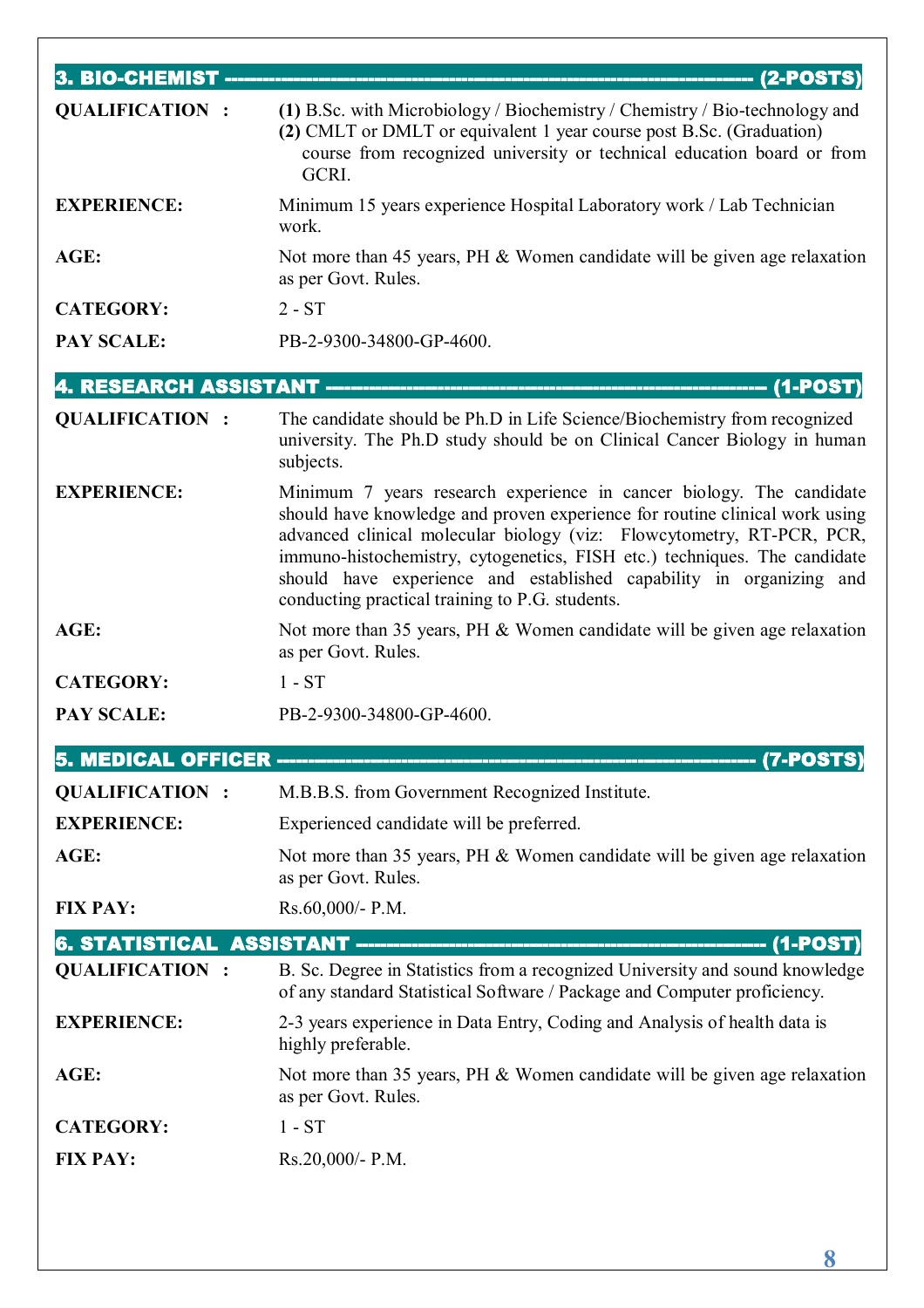## 3. BIO-CHEMIST ---------------------------------------------------------------- (2-POSTS)

**QUALIFICATION :** **(1)** B.Sc. with Microbiology / Biochemistry / Chemistry / Bio-technology and **(2)** CMLT or DMLT or equivalent 1 year course post B.Sc. (Graduation) course from recognized university or technical education board or from GCRI.

**EXPERIENCE:** Minimum 15 years experience Hospital Laboratory work / Lab Technician work.

**AGE:** Not more than 45 years, PH & Women candidate will be given age relaxation as per Govt. Rules.

**CATEGORY:** 2 - ST

**PAY SCALE:** PB-2-9300-34800-GP-4600.

## 4. RESEARCH ASSISTANT ------------------------------------------------------ (1-POST)

**QUALIFICATION :** The candidate should be Ph.D in Life Science/Biochemistry from recognized university. The Ph.D study should be on Clinical Cancer Biology in human subjects.

**EXPERIENCE:** Minimum 7 years research experience in cancer biology. The candidate should have knowledge and proven experience for routine clinical work using advanced clinical molecular biology (viz: Flowcytometry, RT-PCR, PCR, immuno-histochemistry, cytogenetics, FISH etc.) techniques. The candidate should have experience and established capability in organizing and conducting practical training to P.G. students.

**AGE:** Not more than 35 years, PH & Women candidate will be given age relaxation as per Govt. Rules.

**CATEGORY:** 1 - ST

**PAY SCALE:** PB-2-9300-34800-GP-4600.

## 5. MEDICAL OFFICER ------------------------------------------------------------ (7-POSTS)

**QUALIFICATION :** M.B.B.S. from Government Recognized Institute.

**EXPERIENCE:** Experienced candidate will be preferred.

**AGE:** Not more than 35 years, PH & Women candidate will be given age relaxation as per Govt. Rules.

**FIX PAY:** Rs.60,000/- P.M.

## 6. STATISTICAL ASSISTANT ------------------------------------------------------ (1-POST)

**QUALIFICATION :** B. Sc. Degree in Statistics from a recognized University and sound knowledge of any standard Statistical Software / Package and Computer proficiency.

**EXPERIENCE:** 2-3 years experience in Data Entry, Coding and Analysis of health data is highly preferable.

**AGE:** Not more than 35 years, PH & Women candidate will be given age relaxation as per Govt. Rules.

**CATEGORY:** 1 - ST

**FIX PAY:** Rs.20,000/- P.M.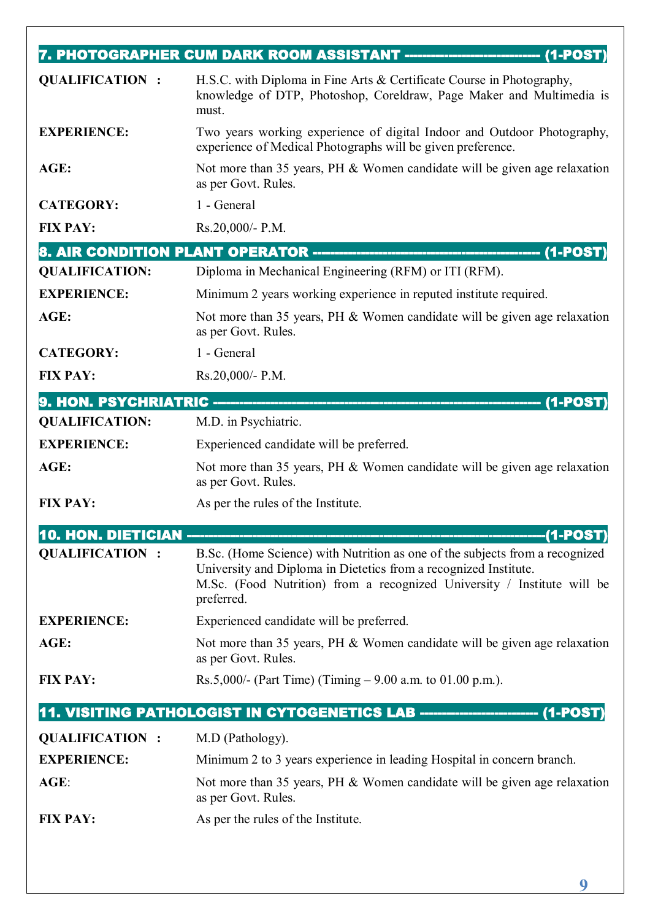## 7. PHOTOGRAPHER CUM DARK ROOM ASSISTANT -------------------------- (1-POST)

| | |
|---|---|
| **QUALIFICATION :** | H.S.C. with Diploma in Fine Arts & Certificate Course in Photography, knowledge of DTP, Photoshop, Coreldraw, Page Maker and Multimedia is must. |
| **EXPERIENCE:** | Two years working experience of digital Indoor and Outdoor Photography, experience of Medical Photographs will be given preference. |
| **AGE:** | Not more than 35 years, PH & Women candidate will be given age relaxation as per Govt. Rules. |
| **CATEGORY:** | 1 - General |
| **FIX PAY:** | Rs.20,000/- P.M. |

## 8. AIR CONDITION PLANT OPERATOR -------------------------------------------- (1-POST)

| | |
|---|---|
| **QUALIFICATION:** | Diploma in Mechanical Engineering (RFM) or ITI (RFM). |
| **EXPERIENCE:** | Minimum 2 years working experience in reputed institute required. |
| **AGE:** | Not more than 35 years, PH & Women candidate will be given age relaxation as per Govt. Rules. |
| **CATEGORY:** | 1 - General |
| **FIX PAY:** | Rs.20,000/- P.M. |

## 9. HON. PSYCHRIATRIC --------------------------------------------------------------- (1-POST)

| | |
|---|---|
| **QUALIFICATION:** | M.D. in Psychiatric. |
| **EXPERIENCE:** | Experienced candidate will be preferred. |
| **AGE:** | Not more than 35 years, PH & Women candidate will be given age relaxation as per Govt. Rules. |
| **FIX PAY:** | As per the rules of the Institute. |

## 10. HON. DIETICIAN -------------------------------------------------------------------(1-POST)

| | |
|---|---|
| **QUALIFICATION :** | B.Sc. (Home Science) with Nutrition as one of the subjects from a recognized University and Diploma in Dietetics from a recognized Institute.<br>M.Sc. (Food Nutrition) from a recognized University / Institute will be preferred. |
| **EXPERIENCE:** | Experienced candidate will be preferred. |
| **AGE:** | Not more than 35 years, PH & Women candidate will be given age relaxation as per Govt. Rules. |
| **FIX PAY:** | Rs.5,000/- (Part Time) (Timing – 9.00 a.m. to 01.00 p.m.). |

## 11. VISITING PATHOLOGIST IN CYTOGENETICS LAB ---------------------- (1-POST)

| | |
|---|---|
| **QUALIFICATION :** | M.D (Pathology). |
| **EXPERIENCE:** | Minimum 2 to 3 years experience in leading Hospital in concern branch. |
| **AGE:** | Not more than 35 years, PH & Women candidate will be given age relaxation as per Govt. Rules. |
| **FIX PAY:** | As per the rules of the Institute. |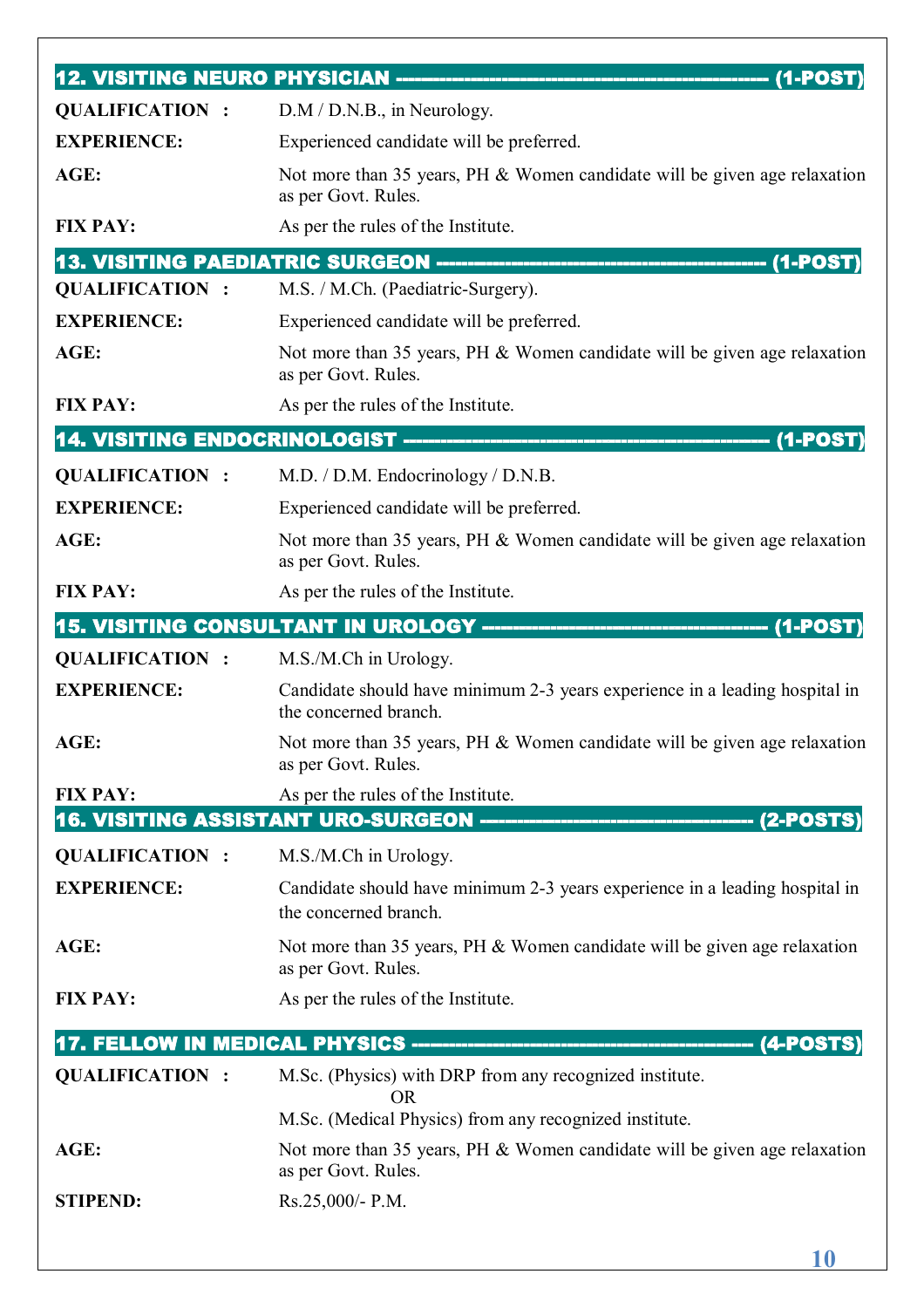## 12. VISITING NEURO PHYSICIAN ---------------------------------------------------------- (1-POST)

**QUALIFICATION :** D.M / D.N.B., in Neurology.

**EXPERIENCE:** Experienced candidate will be preferred.

**AGE:** Not more than 35 years, PH & Women candidate will be given age relaxation as per Govt. Rules.

**FIX PAY:** As per the rules of the Institute.

## 13. VISITING PAEDIATRIC SURGEON ------------------------------------------------- (1-POST)

**QUALIFICATION :** M.S. / M.Ch. (Paediatric-Surgery).

**EXPERIENCE:** Experienced candidate will be preferred.

**AGE:** Not more than 35 years, PH & Women candidate will be given age relaxation as per Govt. Rules.

**FIX PAY:** As per the rules of the Institute.

## 14. VISITING ENDOCRINOLOGIST ------------------------------------------------------ (1-POST)

**QUALIFICATION :** M.D. / D.M. Endocrinology / D.N.B.

**EXPERIENCE:** Experienced candidate will be preferred.

**AGE:** Not more than 35 years, PH & Women candidate will be given age relaxation as per Govt. Rules.

**FIX PAY:** As per the rules of the Institute.

## 15. VISITING CONSULTANT IN UROLOGY -------------------------------------------- (1-POST)

**QUALIFICATION :** M.S./M.Ch in Urology.

**EXPERIENCE:** Candidate should have minimum 2-3 years experience in a leading hospital in the concerned branch.

**AGE:** Not more than 35 years, PH & Women candidate will be given age relaxation as per Govt. Rules.

**FIX PAY:** As per the rules of the Institute.

## 16. VISITING ASSISTANT URO-SURGEON ------------------------------------------ (2-POSTS)

**QUALIFICATION :** M.S./M.Ch in Urology.

**EXPERIENCE:** Candidate should have minimum 2-3 years experience in a leading hospital in the concerned branch.

**AGE:** Not more than 35 years, PH & Women candidate will be given age relaxation as per Govt. Rules.

**FIX PAY:** As per the rules of the Institute.

## 17. FELLOW IN MEDICAL PHYSICS ---------------------------------------------------- (4-POSTS)

**QUALIFICATION :** M.Sc. (Physics) with DRP from any recognized institute.
OR
M.Sc. (Medical Physics) from any recognized institute.

**AGE:** Not more than 35 years, PH & Women candidate will be given age relaxation as per Govt. Rules.

**STIPEND:** Rs.25,000/- P.M.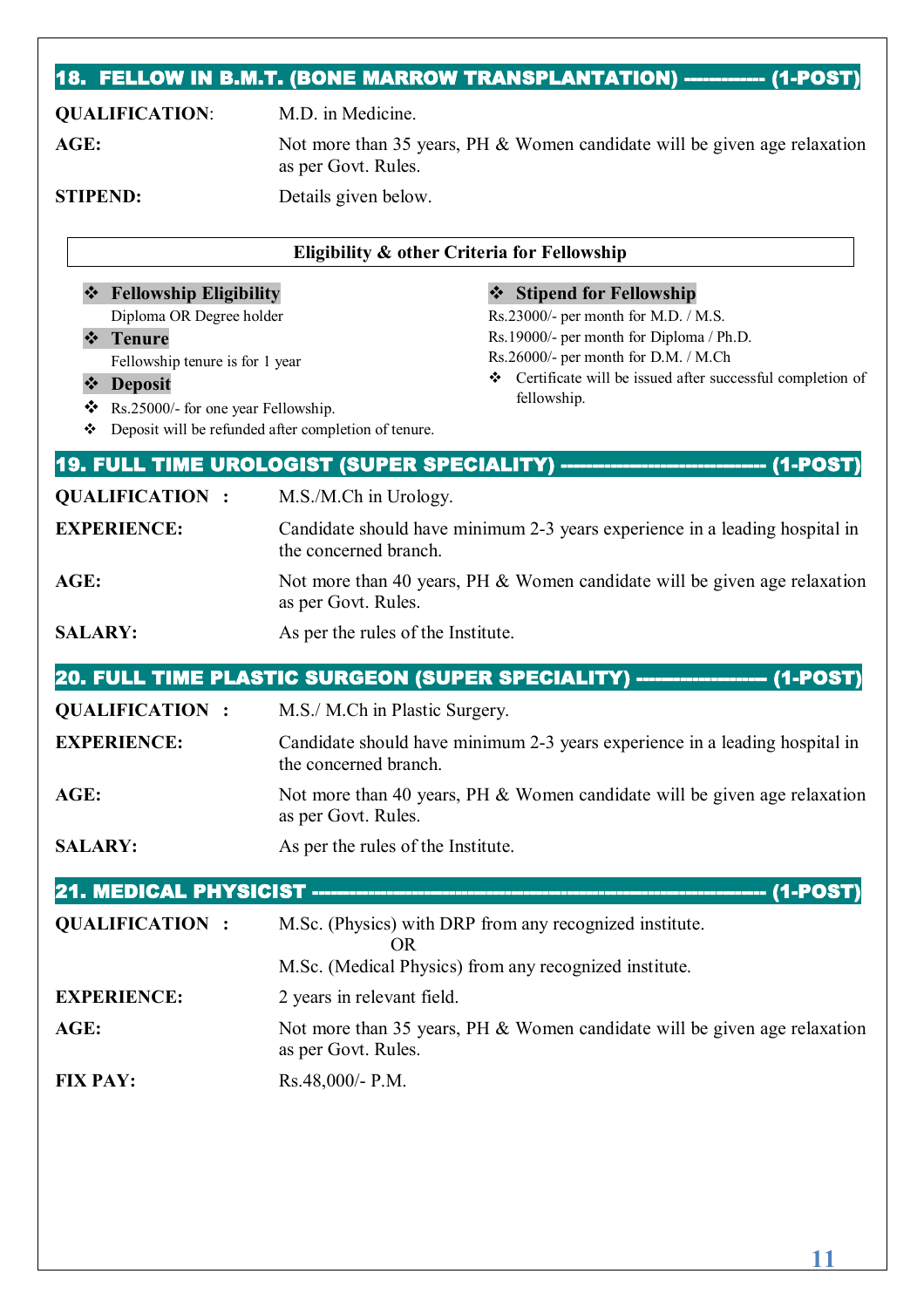## 18. FELLOW IN B.M.T. (BONE MARROW TRANSPLANTATION) ----------- (1-POST)

**QUALIFICATION**: M.D. in Medicine.

**AGE:** Not more than 35 years, PH & Women candidate will be given age relaxation as per Govt. Rules.

**STIPEND:** Details given below.

### Eligibility & other Criteria for Fellowship

❖ **Fellowship Eligibility**

Diploma OR Degree holder

❖ **Tenure**

Fellowship tenure is for 1 year

❖ **Deposit**

❖ Rs.25000/- for one year Fellowship.

❖ Deposit will be refunded after completion of tenure.

❖ **Stipend for Fellowship**

Rs.23000/- per month for M.D. / M.S.

Rs.19000/- per month for Diploma / Ph.D.

Rs.26000/- per month for D.M. / M.Ch

❖ Certificate will be issued after successful completion of fellowship.

## 19. FULL TIME UROLOGIST (SUPER SPECIALITY) --------------------------- (1-POST)

**QUALIFICATION :** M.S./M.Ch in Urology.

**EXPERIENCE:** Candidate should have minimum 2-3 years experience in a leading hospital in the concerned branch.

**AGE:** Not more than 40 years, PH & Women candidate will be given age relaxation as per Govt. Rules.

**SALARY:** As per the rules of the Institute.

## 20. FULL TIME PLASTIC SURGEON (SUPER SPECIALITY) ----------------- (1-POST)

**QUALIFICATION :** M.S./ M.Ch in Plastic Surgery.

**EXPERIENCE:** Candidate should have minimum 2-3 years experience in a leading hospital in the concerned branch.

**AGE:** Not more than 40 years, PH & Women candidate will be given age relaxation as per Govt. Rules.

**SALARY:** As per the rules of the Institute.

## 21. MEDICAL PHYSICIST ------------------------------------------------------------- (1-POST)

**QUALIFICATION :** M.Sc. (Physics) with DRP from any recognized institute.

OR

M.Sc. (Medical Physics) from any recognized institute.

**EXPERIENCE:** 2 years in relevant field.

**AGE:** Not more than 35 years, PH & Women candidate will be given age relaxation as per Govt. Rules.

**FIX PAY:** Rs.48,000/- P.M.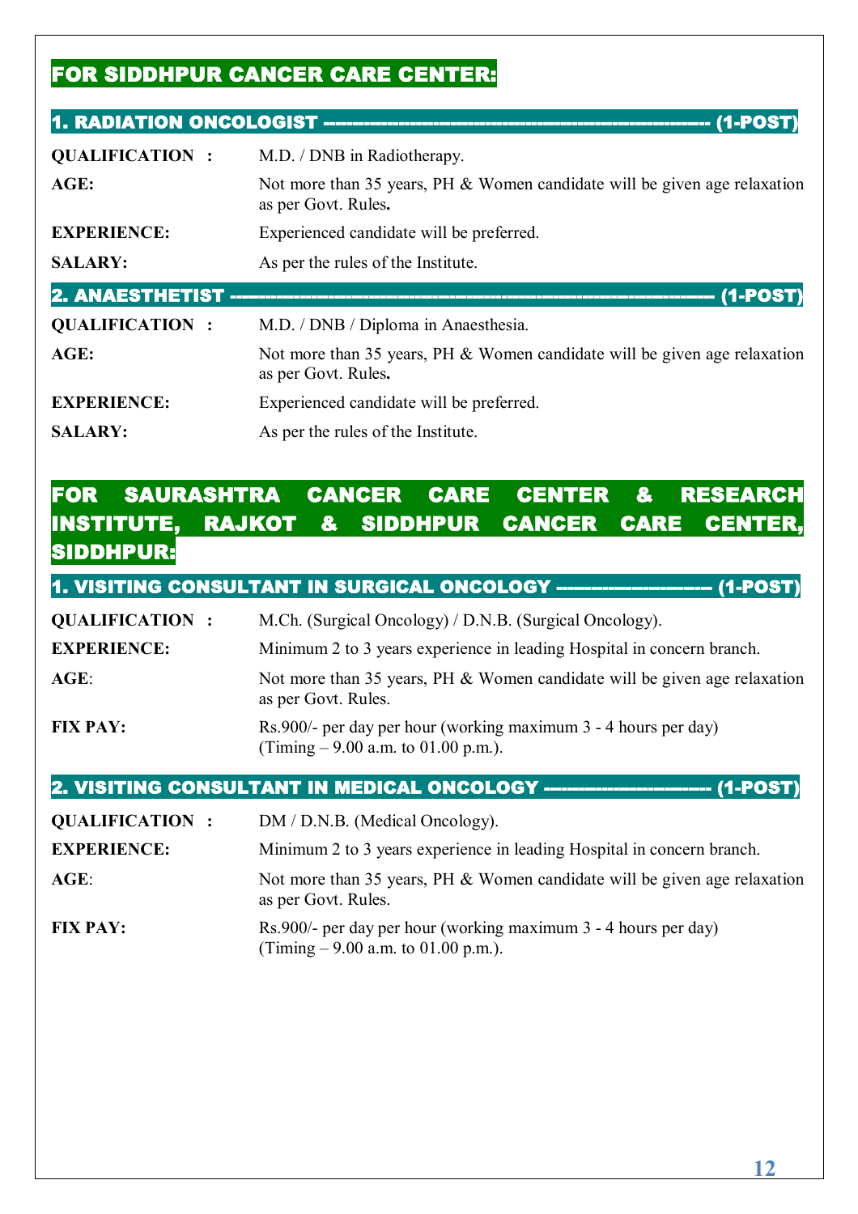## FOR SIDDHPUR CANCER CARE CENTER:

### 1. RADIATION ONCOLOGIST ---------------------------------------------------------- (1-POST)

**QUALIFICATION :** M.D. / DNB in Radiotherapy.

**AGE:** Not more than 35 years, PH & Women candidate will be given age relaxation as per Govt. Rules**.**

**EXPERIENCE:** Experienced candidate will be preferred.

**SALARY:** As per the rules of the Institute.

### 2. ANAESTHETIST ---------------------------------------------------------------------- (1-POST)

**QUALIFICATION :** M.D. / DNB / Diploma in Anaesthesia.

**AGE:** Not more than 35 years, PH & Women candidate will be given age relaxation as per Govt. Rules**.**

**EXPERIENCE:** Experienced candidate will be preferred.

**SALARY:** As per the rules of the Institute.

## FOR SAURASHTRA CANCER CARE CENTER & RESEARCH INSTITUTE, RAJKOT & SIDDHPUR CANCER CARE CENTER, SIDDHPUR:

### 1. VISITING CONSULTANT IN SURGICAL ONCOLOGY ---------------------- (1-POST)

**QUALIFICATION :** M.Ch. (Surgical Oncology) / D.N.B. (Surgical Oncology).

**EXPERIENCE:** Minimum 2 to 3 years experience in leading Hospital in concern branch.

**AGE**: Not more than 35 years, PH & Women candidate will be given age relaxation as per Govt. Rules.

**FIX PAY:** Rs.900/- per day per hour (working maximum 3 - 4 hours per day) (Timing – 9.00 a.m. to 01.00 p.m.).

### 2. VISITING CONSULTANT IN MEDICAL ONCOLOGY ----------------------- (1-POST)

**QUALIFICATION :** DM / D.N.B. (Medical Oncology).

**EXPERIENCE:** Minimum 2 to 3 years experience in leading Hospital in concern branch.

**AGE**: Not more than 35 years, PH & Women candidate will be given age relaxation as per Govt. Rules.

**FIX PAY:** Rs.900/- per day per hour (working maximum 3 - 4 hours per day) (Timing – 9.00 a.m. to 01.00 p.m.).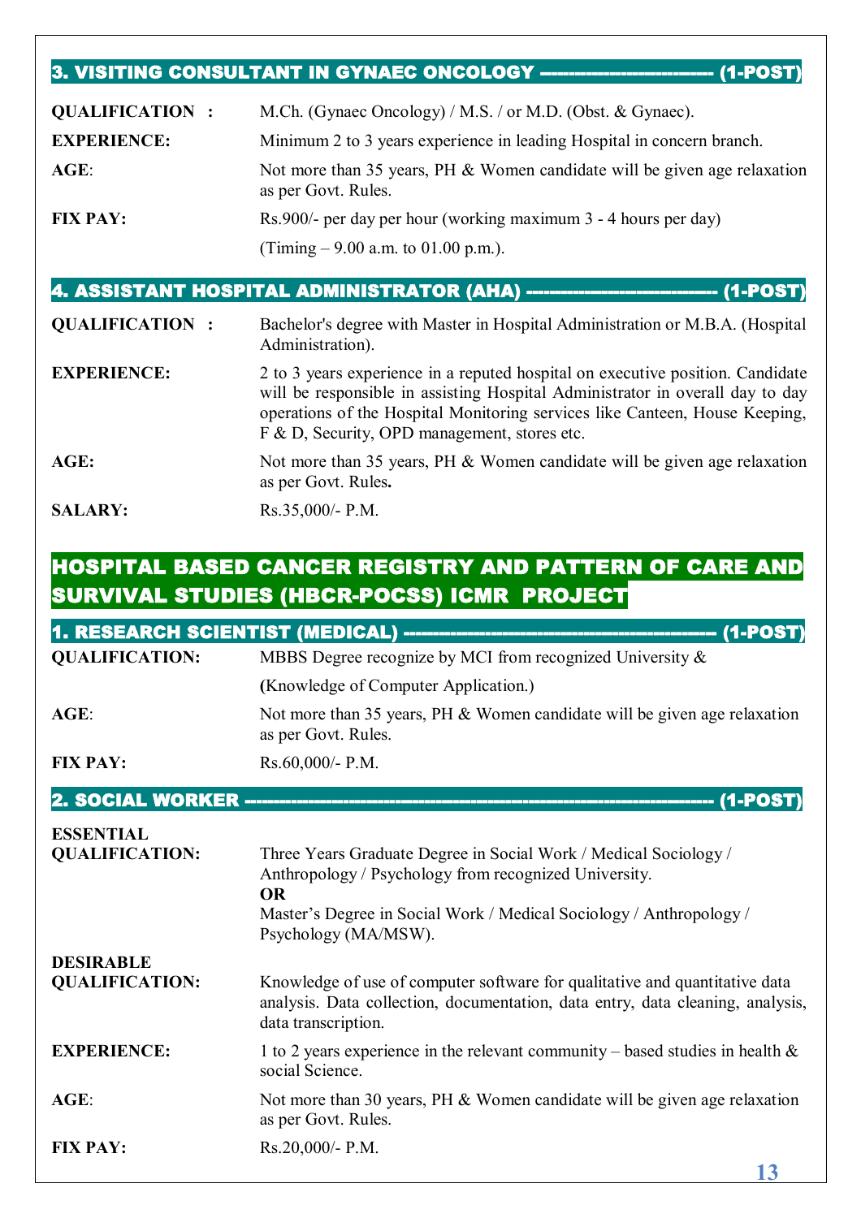### 3. VISITING CONSULTANT IN GYNAEC ONCOLOGY ------------------------ (1-POST)

**QUALIFICATION :** M.Ch. (Gynaec Oncology) / M.S. / or M.D. (Obst. & Gynaec).

**EXPERIENCE:** Minimum 2 to 3 years experience in leading Hospital in concern branch.

**AGE:** Not more than 35 years, PH & Women candidate will be given age relaxation as per Govt. Rules.

**FIX PAY:** Rs.900/- per day per hour (working maximum 3 - 4 hours per day)

(Timing – 9.00 a.m. to 01.00 p.m.).

### 4. ASSISTANT HOSPITAL ADMINISTRATOR (AHA) --------------------------- (1-POST)

**QUALIFICATION :** Bachelor's degree with Master in Hospital Administration or M.B.A. (Hospital Administration).

**EXPERIENCE:** 2 to 3 years experience in a reputed hospital on executive position. Candidate will be responsible in assisting Hospital Administrator in overall day to day operations of the Hospital Monitoring services like Canteen, House Keeping, F & D, Security, OPD management, stores etc.

**AGE:** Not more than 35 years, PH & Women candidate will be given age relaxation as per Govt. Rules**.**

**SALARY:** Rs.35,000/- P.M.

## HOSPITAL BASED CANCER REGISTRY AND PATTERN OF CARE AND SURVIVAL STUDIES (HBCR-POCSS) ICMR PROJECT

### 1. RESEARCH SCIENTIST (MEDICAL) -------------------------------------------- (1-POST)

**QUALIFICATION:** MBBS Degree recognize by MCI from recognized University &

**(**Knowledge of Computer Application.)

**AGE:** Not more than 35 years, PH & Women candidate will be given age relaxation as per Govt. Rules.

**FIX PAY:** Rs.60,000/- P.M.

### 2. SOCIAL WORKER -------------------------------------------------------------------- (1-POST)

**ESSENTIAL QUALIFICATION:** Three Years Graduate Degree in Social Work / Medical Sociology / Anthropology / Psychology from recognized University.

**OR**

Master's Degree in Social Work / Medical Sociology / Anthropology / Psychology (MA/MSW).

**DESIRABLE QUALIFICATION:** Knowledge of use of computer software for qualitative and quantitative data analysis. Data collection, documentation, data entry, data cleaning, analysis, data transcription.

**EXPERIENCE:** 1 to 2 years experience in the relevant community – based studies in health & social Science.

**AGE:** Not more than 30 years, PH & Women candidate will be given age relaxation as per Govt. Rules.

**FIX PAY:** Rs.20,000/- P.M.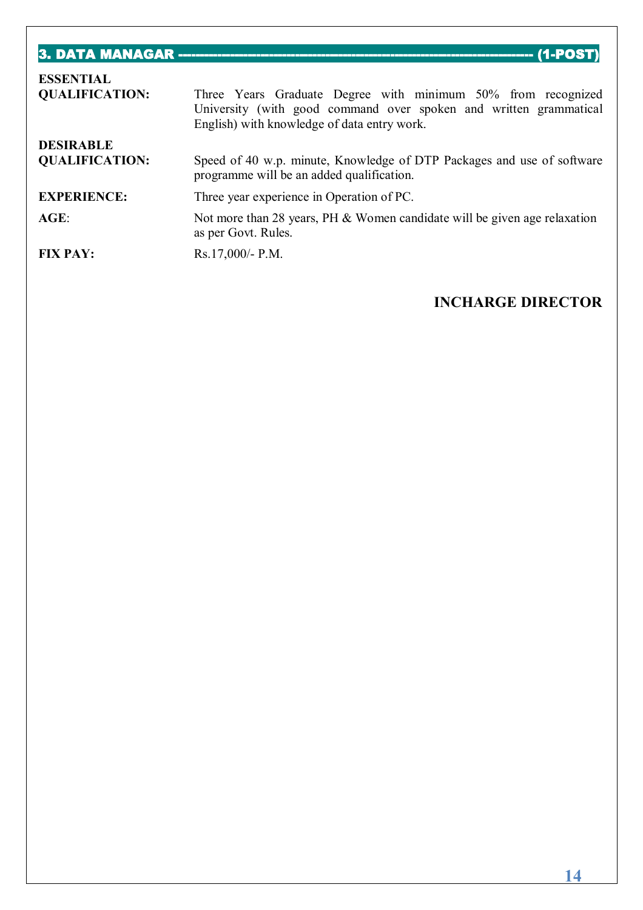## 3. DATA MANAGAR ------------------------------------------------------------------------ (1-POST)

**ESSENTIAL QUALIFICATION:** Three Years Graduate Degree with minimum 50% from recognized University (with good command over spoken and written grammatical English) with knowledge of data entry work.

**DESIRABLE QUALIFICATION:** Speed of 40 w.p. minute, Knowledge of DTP Packages and use of software programme will be an added qualification.

**EXPERIENCE:** Three year experience in Operation of PC.

**AGE**: Not more than 28 years, PH & Women candidate will be given age relaxation as per Govt. Rules.

**FIX PAY:** Rs.17,000/- P.M.

**INCHARGE DIRECTOR**